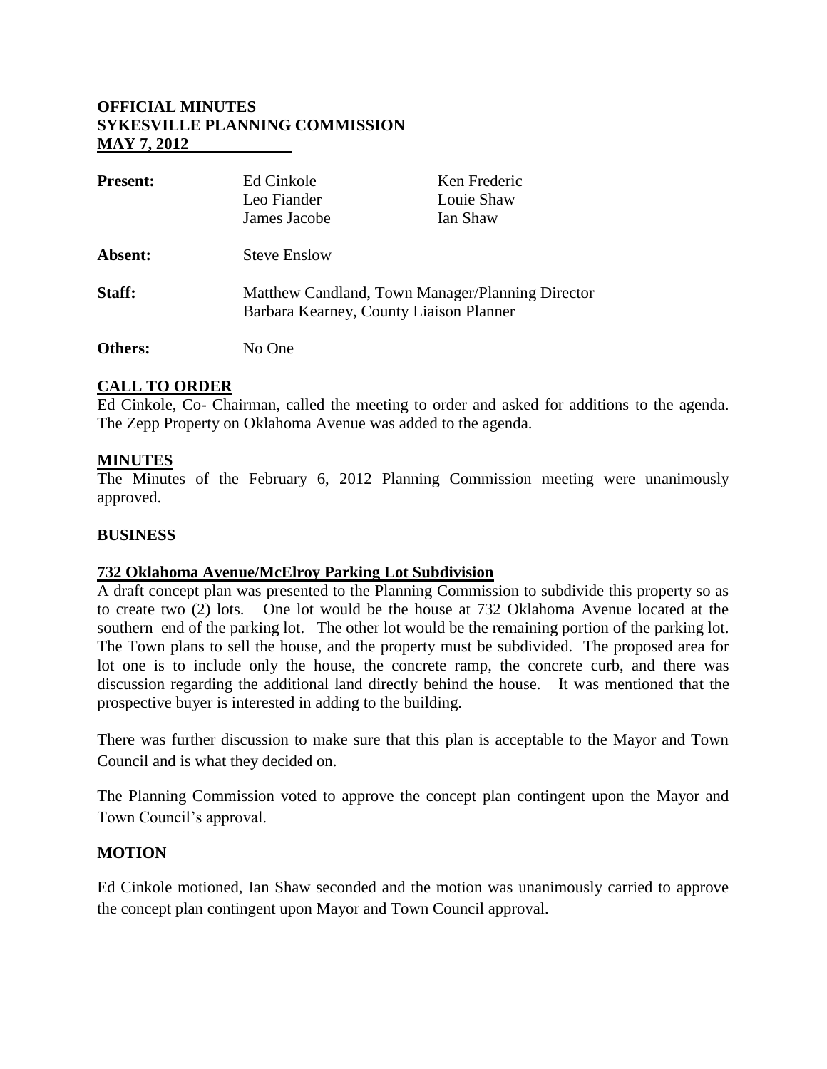**OFFICIAL MINUTES**
**SYKESVILLE PLANNING COMMISSION**
**MAY 7, 2012**

| | | |
|---|---|---|
| **Present:** | Ed Cinkole<br>Leo Fiander<br>James Jacobe | Ken Frederic<br>Louie Shaw<br>Ian Shaw |
| **Absent:** | Steve Enslow | |
| **Staff:** | Matthew Candland, Town Manager/Planning Director<br>Barbara Kearney, County Liaison Planner | |
| **Others:** | No One | |

## CALL TO ORDER

Ed Cinkole, Co- Chairman, called the meeting to order and asked for additions to the agenda. The Zepp Property on Oklahoma Avenue was added to the agenda.

## MINUTES

The Minutes of the February 6, 2012 Planning Commission meeting were unanimously approved.

## BUSINESS

### 732 Oklahoma Avenue/McElroy Parking Lot Subdivision

A draft concept plan was presented to the Planning Commission to subdivide this property so as to create two (2) lots. One lot would be the house at 732 Oklahoma Avenue located at the southern end of the parking lot. The other lot would be the remaining portion of the parking lot. The Town plans to sell the house, and the property must be subdivided. The proposed area for lot one is to include only the house, the concrete ramp, the concrete curb, and there was discussion regarding the additional land directly behind the house. It was mentioned that the prospective buyer is interested in adding to the building.

There was further discussion to make sure that this plan is acceptable to the Mayor and Town Council and is what they decided on.

The Planning Commission voted to approve the concept plan contingent upon the Mayor and Town Council's approval.

## MOTION

Ed Cinkole motioned, Ian Shaw seconded and the motion was unanimously carried to approve the concept plan contingent upon Mayor and Town Council approval.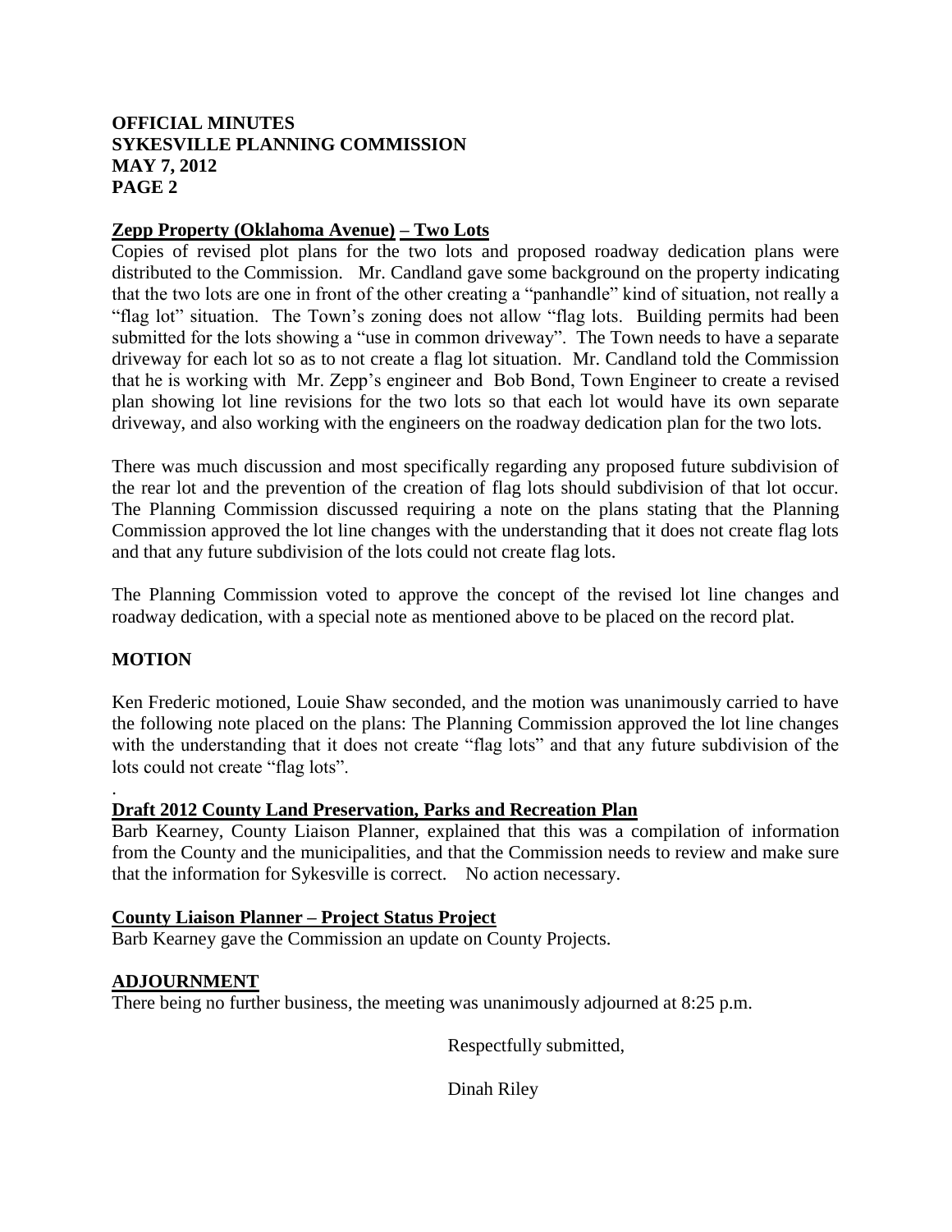## Zepp Property (Oklahoma Avenue) – Two Lots

Copies of revised plot plans for the two lots and proposed roadway dedication plans were distributed to the Commission. Mr. Candland gave some background on the property indicating that the two lots are one in front of the other creating a "panhandle" kind of situation, not really a "flag lot" situation. The Town's zoning does not allow "flag lots. Building permits had been submitted for the lots showing a "use in common driveway". The Town needs to have a separate driveway for each lot so as to not create a flag lot situation. Mr. Candland told the Commission that he is working with Mr. Zepp's engineer and Bob Bond, Town Engineer to create a revised plan showing lot line revisions for the two lots so that each lot would have its own separate driveway, and also working with the engineers on the roadway dedication plan for the two lots.

There was much discussion and most specifically regarding any proposed future subdivision of the rear lot and the prevention of the creation of flag lots should subdivision of that lot occur. The Planning Commission discussed requiring a note on the plans stating that the Planning Commission approved the lot line changes with the understanding that it does not create flag lots and that any future subdivision of the lots could not create flag lots.

The Planning Commission voted to approve the concept of the revised lot line changes and roadway dedication, with a special note as mentioned above to be placed on the record plat.

## MOTION

Ken Frederic motioned, Louie Shaw seconded, and the motion was unanimously carried to have the following note placed on the plans: The Planning Commission approved the lot line changes with the understanding that it does not create "flag lots" and that any future subdivision of the lots could not create "flag lots".

.

## Draft 2012 County Land Preservation, Parks and Recreation Plan

Barb Kearney, County Liaison Planner, explained that this was a compilation of information from the County and the municipalities, and that the Commission needs to review and make sure that the information for Sykesville is correct. No action necessary.

## County Liaison Planner – Project Status Project

Barb Kearney gave the Commission an update on County Projects.

## ADJOURNMENT

There being no further business, the meeting was unanimously adjourned at 8:25 p.m.

Respectfully submitted,

Dinah Riley